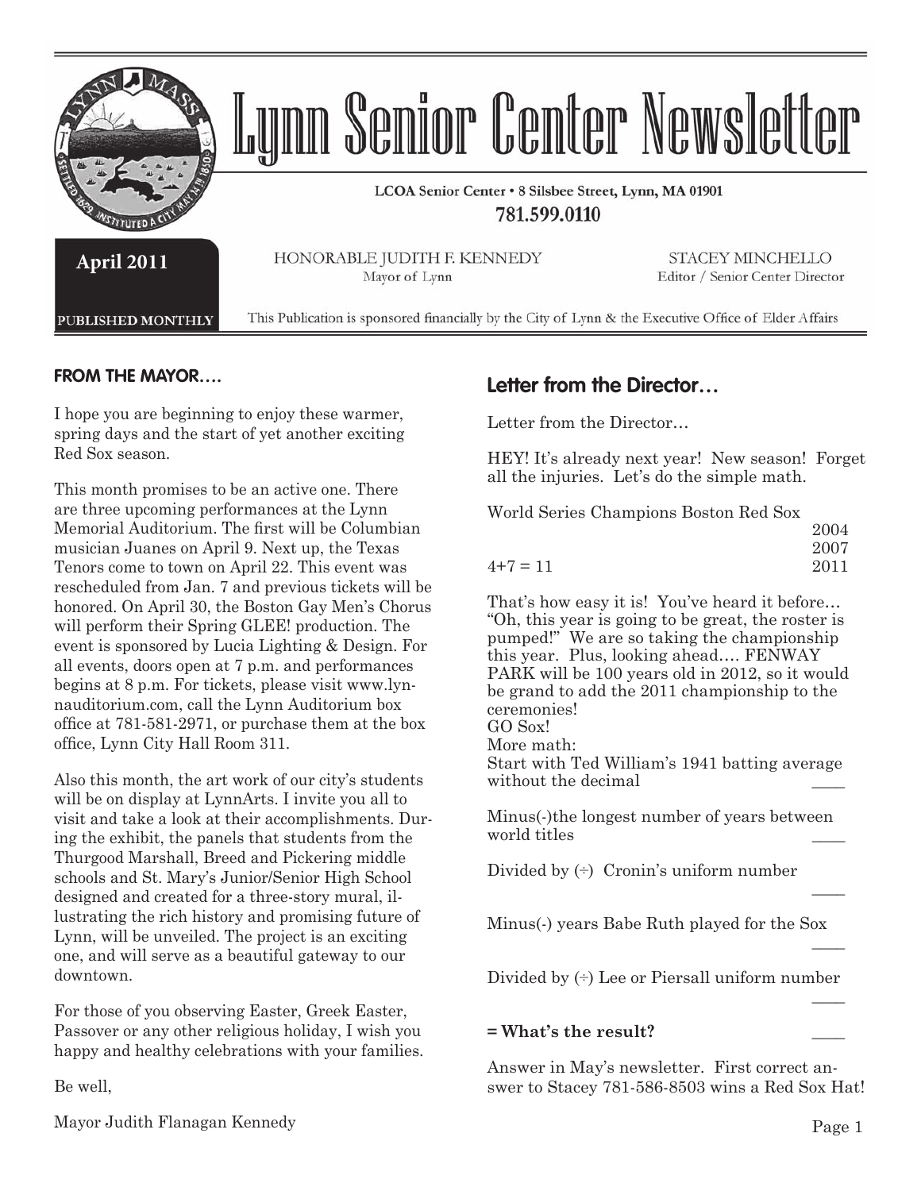# Lynn Senior Center Newsletter

LCOA Senior Center • 8 Silsbee Street, Lynn, MA 01901

781.599.0110

**April 2011**

**PUBLISHED MONTHLY**

HONORABLE JUDITH F. KENNEDY
Mayor of Lynn

STACEY MINCHELLO
Editor / Senior Center Director

This Publication is sponsored financially by the City of Lynn & the Executive Office of Elder Affairs

## FROM THE MAYOR….

I hope you are beginning to enjoy these warmer, spring days and the start of yet another exciting Red Sox season.

This month promises to be an active one. There are three upcoming performances at the Lynn Memorial Auditorium. The first will be Columbian musician Juanes on April 9. Next up, the Texas Tenors come to town on April 22. This event was rescheduled from Jan. 7 and previous tickets will be honored. On April 30, the Boston Gay Men's Chorus will perform their Spring GLEE! production. The event is sponsored by Lucia Lighting & Design. For all events, doors open at 7 p.m. and performances begins at 8 p.m. For tickets, please visit www.lynnauditorium.com, call the Lynn Auditorium box office at 781-581-2971, or purchase them at the box office, Lynn City Hall Room 311.

Also this month, the art work of our city's students will be on display at LynnArts. I invite you all to visit and take a look at their accomplishments. During the exhibit, the panels that students from the Thurgood Marshall, Breed and Pickering middle schools and St. Mary's Junior/Senior High School designed and created for a three-story mural, illustrating the rich history and promising future of Lynn, will be unveiled. The project is an exciting one, and will serve as a beautiful gateway to our downtown.

For those of you observing Easter, Greek Easter, Passover or any other religious holiday, I wish you happy and healthy celebrations with your families.

Be well,

Mayor Judith Flanagan Kennedy

## Letter from the Director…

Letter from the Director…

HEY! It's already next year! New season! Forget all the injuries. Let's do the simple math.

World Series Champions Boston Red Sox
2004
2007
4+7 = 11 2011

That's how easy it is! You've heard it before… "Oh, this year is going to be great, the roster is pumped!" We are so taking the championship this year. Plus, looking ahead…. FENWAY PARK will be 100 years old in 2012, so it would be grand to add the 2011 championship to the ceremonies!

GO Sox!

More math:

Start with Ted William's 1941 batting average without the decimal ____

Minus(-)the longest number of years between world titles ____

Divided by (÷) Cronin's uniform number ____

Minus(-) years Babe Ruth played for the Sox ____

Divided by (÷) Lee or Piersall uniform number ____

**= What's the result?** ____

Answer in May's newsletter. First correct answer to Stacey 781-586-8503 wins a Red Sox Hat!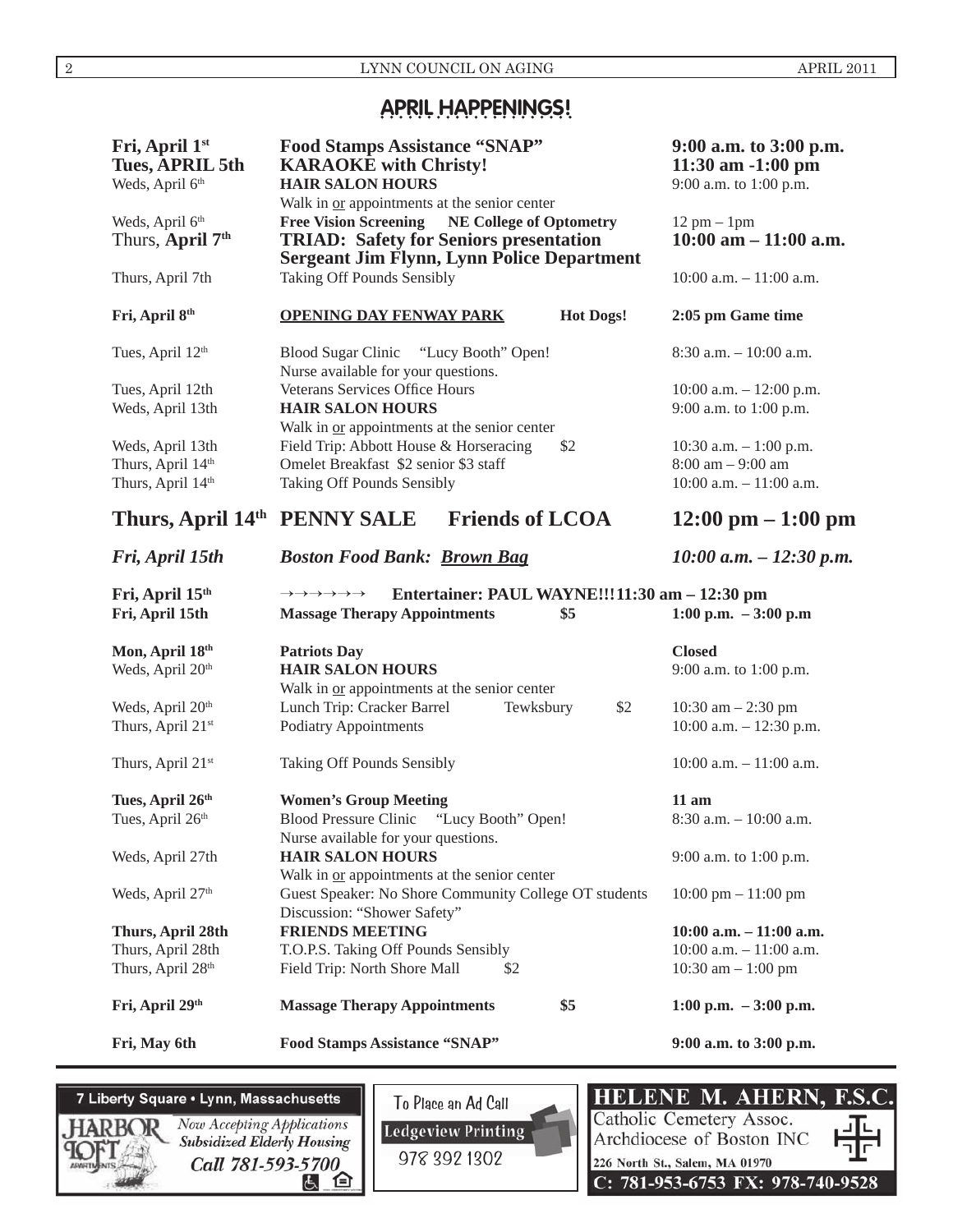# APRIL HAPPENINGS!

| | | |
|---|---|---|
| **Fri, April 1st** | **Food Stamps Assistance "SNAP"** | **9:00 a.m. to 3:00 p.m.** |
| **Tues, APRIL 5th** | **KARAOKE with Christy!** | **11:30 am -1:00 pm** |
| Weds, April 6th | **HAIR SALON HOURS** Walk in or appointments at the senior center | 9:00 a.m. to 1:00 p.m. |
| Weds, April 6th | **Free Vision Screening NE College of Optometry** | 12 pm – 1pm |
| Thurs, **April 7th** | **TRIAD: Safety for Seniors presentation Sergeant Jim Flynn, Lynn Police Department** | **10:00 am – 11:00 a.m.** |
| Thurs, April 7th | Taking Off Pounds Sensibly | 10:00 a.m. – 11:00 a.m. |
| **Fri, April 8th** | **OPENING DAY FENWAY PARK Hot Dogs!** | **2:05 pm Game time** |
| Tues, April 12th | Blood Sugar Clinic "Lucy Booth" Open! Nurse available for your questions. | 8:30 a.m. – 10:00 a.m. |
| Tues, April 12th | Veterans Services Office Hours | 10:00 a.m. – 12:00 p.m. |
| Weds, April 13th | **HAIR SALON HOURS** Walk in or appointments at the senior center | 9:00 a.m. to 1:00 p.m. |
| Weds, April 13th | Field Trip: Abbott House & Horseracing $2 | 10:30 a.m. – 1:00 p.m. |
| Thurs, April 14th | Omelet Breakfast $2 senior $3 staff | 8:00 am – 9:00 am |
| Thurs, April 14th | Taking Off Pounds Sensibly | 10:00 a.m. – 11:00 a.m. |
| **Thurs, April 14th** | **PENNY SALE Friends of LCOA** | **12:00 pm – 1:00 pm** |
| ***Fri, April 15th*** | ***Boston Food Bank: Brown Bag*** | ***10:00 a.m. – 12:30 p.m.*** |
| **Fri, April 15th** | →→→→→→ **Entertainer: PAUL WAYNE!!!** | **11:30 am – 12:30 pm** |
| **Fri, April 15th** | **Massage Therapy Appointments $5** | **1:00 p.m. – 3:00 p.m** |
| **Mon, April 18th** | **Patriots Day** | **Closed** |
| Weds, April 20th | **HAIR SALON HOURS** Walk in or appointments at the senior center | 9:00 a.m. to 1:00 p.m. |
| Weds, April 20th | Lunch Trip: Cracker Barrel Tewksbury $2 | 10:30 am – 2:30 pm |
| Thurs, April 21st | Podiatry Appointments | 10:00 a.m. – 12:30 p.m. |
| Thurs, April 21st | Taking Off Pounds Sensibly | 10:00 a.m. – 11:00 a.m. |
| **Tues, April 26th** | **Women's Group Meeting** | **11 am** |
| Tues, April 26th | Blood Pressure Clinic "Lucy Booth" Open! Nurse available for your questions. | 8:30 a.m. – 10:00 a.m. |
| Weds, April 27th | **HAIR SALON HOURS** Walk in or appointments at the senior center | 9:00 a.m. to 1:00 p.m. |
| Weds, April 27th | Guest Speaker: No Shore Community College OT students Discussion: "Shower Safety" | 10:00 pm – 11:00 pm |
| **Thurs, April 28th** | **FRIENDS MEETING** | **10:00 a.m. – 11:00 a.m.** |
| Thurs, April 28th | T.O.P.S. Taking Off Pounds Sensibly | 10:00 a.m. – 11:00 a.m. |
| Thurs, April 28th | Field Trip: North Shore Mall $2 | 10:30 am – 1:00 pm |
| **Fri, April 29th** | **Massage Therapy Appointments $5** | **1:00 p.m. – 3:00 p.m.** |
| **Fri, May 6th** | **Food Stamps Assistance "SNAP"** | **9:00 a.m. to 3:00 p.m.** |

---

7 Liberty Square • Lynn, Massachusetts
HARBOR LOFT APARTMENTS
*Now Accepting Applications*
***Subsidized Elderly Housing***
***Call 781-593-5700***

To Place an Ad Call
Ledgeview Printing
978 392 1302

**HELENE M. AHERN, F.S.C.**
Catholic Cemetery Assoc.
Archdiocese of Boston INC
226 North St., Salem, MA 01970
C: 781-953-6753 FX: 978-740-9528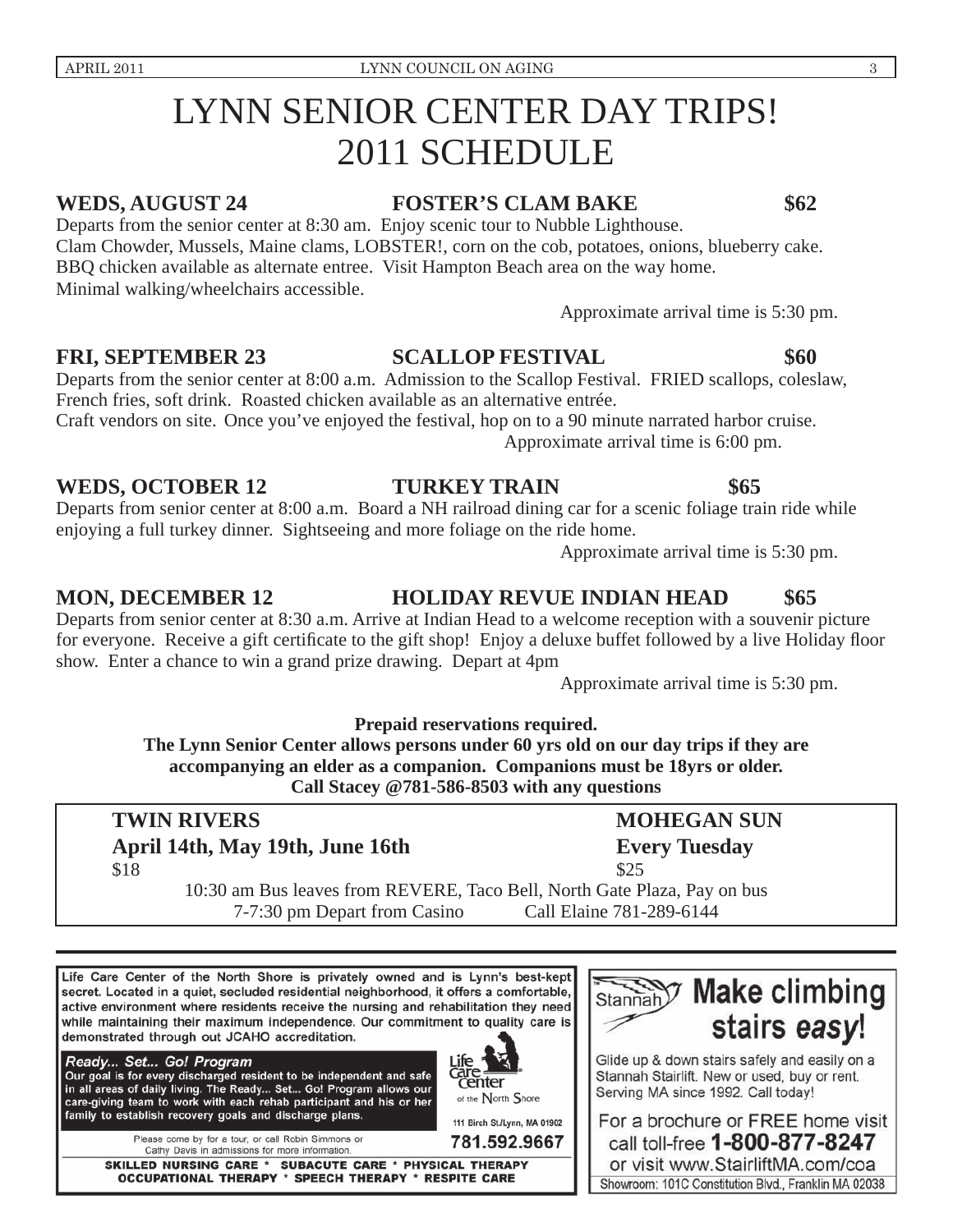# LYNN SENIOR CENTER DAY TRIPS! 2011 SCHEDULE

**WEDS, AUGUST 24 — FOSTER'S CLAM BAKE — $62**

Departs from the senior center at 8:30 am. Enjoy scenic tour to Nubble Lighthouse.
Clam Chowder, Mussels, Maine clams, LOBSTER!, corn on the cob, potatoes, onions, blueberry cake.
BBQ chicken available as alternate entree. Visit Hampton Beach area on the way home.
Minimal walking/wheelchairs accessible.

Approximate arrival time is 5:30 pm.

**FRI, SEPTEMBER 23 — SCALLOP FESTIVAL — $60**

Departs from the senior center at 8:00 a.m. Admission to the Scallop Festival. FRIED scallops, coleslaw, French fries, soft drink. Roasted chicken available as an alternative entrée.
Craft vendors on site. Once you've enjoyed the festival, hop on to a 90 minute narrated harbor cruise.

Approximate arrival time is 6:00 pm.

**WEDS, OCTOBER 12 — TURKEY TRAIN — $65**

Departs from senior center at 8:00 a.m. Board a NH railroad dining car for a scenic foliage train ride while enjoying a full turkey dinner. Sightseeing and more foliage on the ride home.

Approximate arrival time is 5:30 pm.

**MON, DECEMBER 12 — HOLIDAY REVUE INDIAN HEAD — $65**

Departs from senior center at 8:30 a.m. Arrive at Indian Head to a welcome reception with a souvenir picture for everyone. Receive a gift certificate to the gift shop! Enjoy a deluxe buffet followed by a live Holiday floor show. Enter a chance to win a grand prize drawing. Depart at 4pm

Approximate arrival time is 5:30 pm.

**Prepaid reservations required.**
**The Lynn Senior Center allows persons under 60 yrs old on our day trips if they are accompanying an elder as a companion. Companions must be 18yrs or older.**
**Call Stacey @781-586-8503 with any questions**

**TWIN RIVERS**
**April 14th, May 19th, June 16th**
$18

**MOHEGAN SUN**
**Every Tuesday**
$25

10:30 am Bus leaves from REVERE, Taco Bell, North Gate Plaza, Pay on bus
7-7:30 pm Depart from Casino — Call Elaine 781-289-6144

---

Life Care Center of the North Shore is privately owned and is Lynn's best-kept secret. Located in a quiet, secluded residential neighborhood, it offers a comfortable, active environment where residents receive the nursing and rehabilitation they need while maintaining their maximum independence. Our commitment to quality care is demonstrated through out JCAHO accreditation.

*Ready... Set... Go! Program*
Our goal is for every discharged resident to be independent and safe in all areas of daily living. The Ready... Set... Go! Program allows our care-giving team to work with each rehab participant and his or her family to establish recovery goals and discharge plans.

Please come by for a tour, or call Robin Simmons or Cathy Davis in admissions for more information.

Life Care Center of the North Shore
111 Birch St./Lynn, MA 01902
781.592.9667

SKILLED NURSING CARE * SUBACUTE CARE * PHYSICAL THERAPY
OCCUPATIONAL THERAPY * SPEECH THERAPY * RESPITE CARE

---

Stannah

**Make climbing stairs *easy*!**

Glide up & down stairs safely and easily on a Stannah Stairlift. New or used, buy or rent. Serving MA since 1992. Call today!

For a brochure or FREE home visit call toll-free **1-800-877-8247** or visit www.StairliftMA.com/coa

Showroom: 101C Constitution Blvd., Franklin MA 02038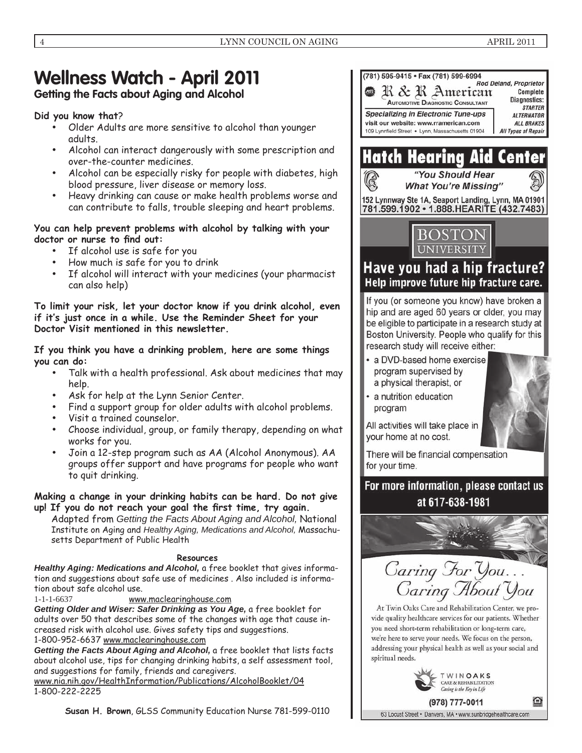# Wellness Watch - April 2011

## Getting the Facts about Aging and Alcohol

**Did you know that**?

- Older Adults are more sensitive to alcohol than younger adults.
- Alcohol can interact dangerously with some prescription and over-the-counter medicines.
- Alcohol can be especially risky for people with diabetes, high blood pressure, liver disease or memory loss.
- Heavy drinking can cause or make health problems worse and can contribute to falls, trouble sleeping and heart problems.

**You can help prevent problems with alcohol by talking with your doctor or nurse to find out:**

- If alcohol use is safe for you
- How much is safe for you to drink
- If alcohol will interact with your medicines (your pharmacist can also help)

**To limit your risk, let your doctor know if you drink alcohol, even if it's just once in a while. Use the Reminder Sheet for your Doctor Visit mentioned in this newsletter.**

**If you think you have a drinking problem, here are some things you can do:**

- Talk with a health professional. Ask about medicines that may help.
- Ask for help at the Lynn Senior Center.
- Find a support group for older adults with alcohol problems.
- Visit a trained counselor.
- Choose individual, group, or family therapy, depending on what works for you.
- Join a 12-step program such as AA (Alcohol Anonymous). AA groups offer support and have programs for people who want to quit drinking.

**Making a change in your drinking habits can be hard. Do not give up! If you do not reach your goal the first time, try again.**

Adapted from *Getting the Facts About Aging and Alcohol*, National Institute on Aging and *Healthy Aging, Medications and Alcohol,* Massachusetts Department of Public Health

**Resources**

***Healthy Aging: Medications and Alcohol,*** a free booklet that gives information and suggestions about safe use of medicines . Also included is information about safe alcohol use.
1-1-1-6637 www.maclearinghouse.com

***Getting Older and Wiser: Safer Drinking as You Age,*** a free booklet for adults over 50 that describes some of the changes with age that cause increased risk with alcohol use. Gives safety tips and suggestions.
1-800-952-6637 www.maclearinghouse.com

***Getting the Facts About Aging and Alcohol,*** a free booklet that lists facts about alcohol use, tips for changing drinking habits, a self assessment tool, and suggestions for family, friends and caregivers.
www.nia.nih.gov/HealthInformation/Publications/AlcoholBooklet/04
1-800-222-2225

**Susan H. Brown**, GLSS Community Education Nurse 781-599-0110

---

(781) 595-9415 • Fax (781) 599-6994
Rod Deland, Proprietor
**R & R American**
Automotive Diagnostic Consultant
Specializing in Electronic Tune-ups
visit our website: www.rramerican.com
109 Lynnfield Street • Lynn, Massachusetts 01904
Complete Diagnostics: STARTER, ALTERNATOR, ALL BRAKES, All Types of Repair

---

**Hatch Hearing Aid Center**
*"You Should Hear What You're Missing"*
152 Lynnway Ste 1A, Seaport Landing, Lynn, MA 01901
781.599.1902 • 1.888.HEARITE (432.7483)

---

BOSTON UNIVERSITY

**Have you had a hip fracture?**
**Help improve future hip fracture care.**

If you (or someone you know) have broken a hip and are aged 60 years or older, you may be eligible to participate in a research study at Boston University. People who qualify for this research study will receive either:

- a DVD-based home exercise program supervised by a physical therapist, or
- a nutrition education program

All activities will take place in your home at no cost.

There will be financial compensation for your time.

**For more information, please contact us at 617-638-1981**

---

*Caring For You... Caring About You*

At Twin Oaks Care and Rehabilitation Center, we provide quality healthcare services for our patients. Whether you need short-term rehabilitation or long-term care, we're here to serve your needs. We focus on the person, addressing your physical health as well as your social and spiritual needs.

TWIN OAKS CARE & REHABILITATION *Caring is the Key in Life*
(978) 777-0011
63 Locust Street • Danvers, MA • www.sunbridgehealthcare.com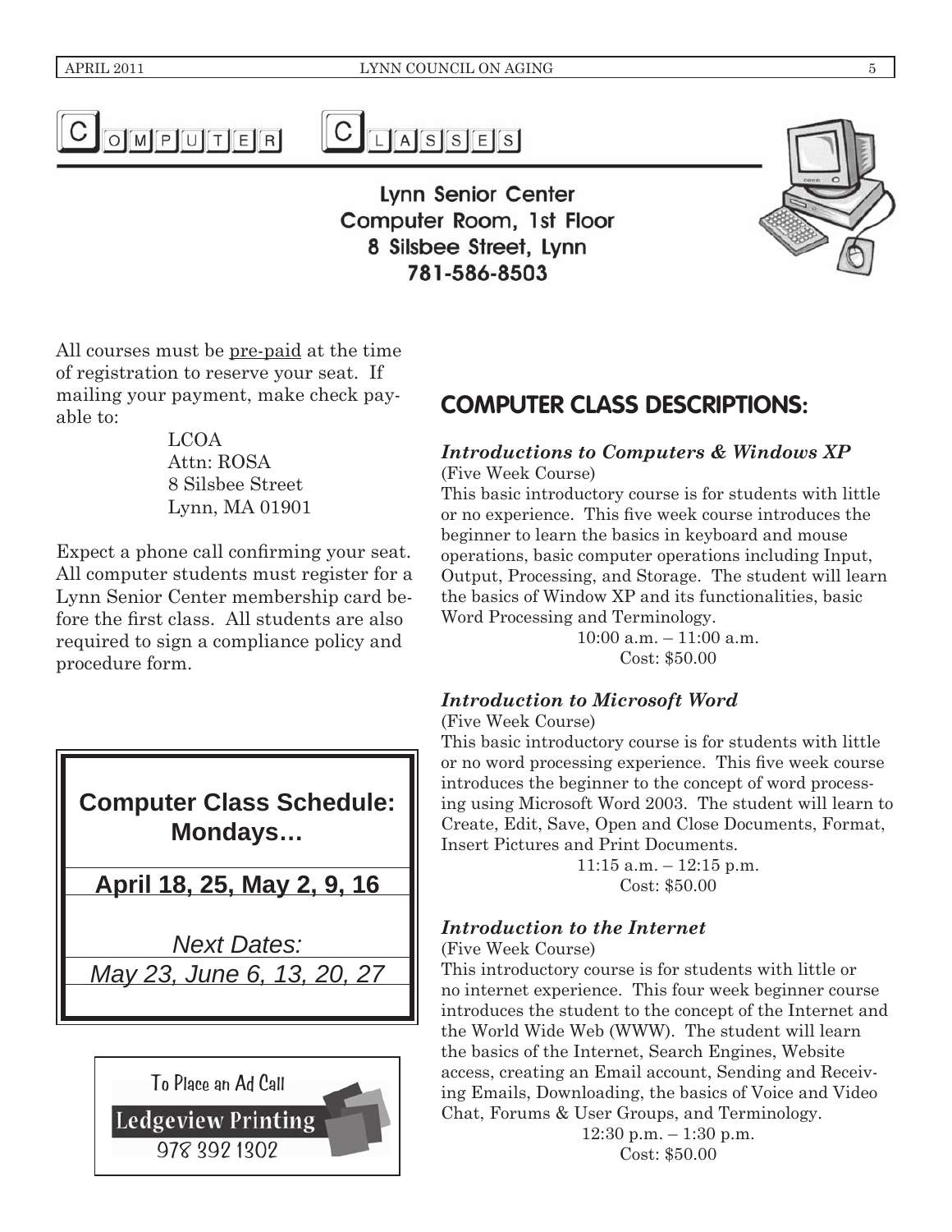# COMPUTER CLASSES

**Lynn Senior Center**
**Computer Room, 1st Floor**
**8 Silsbee Street, Lynn**
**781-586-8503**

All courses must be pre-paid at the time of registration to reserve your seat. If mailing your payment, make check payable to:

LCOA
Attn: ROSA
8 Silsbee Street
Lynn, MA 01901

Expect a phone call confirming your seat. All computer students must register for a Lynn Senior Center membership card before the first class. All students are also required to sign a compliance policy and procedure form.

**Computer Class Schedule: Mondays…**

**April 18, 25, May 2, 9, 16**

*Next Dates:*
*May 23, June 6, 13, 20, 27*

To Place an Ad Call
Ledgeview Printing
978 392 1302

## COMPUTER CLASS DESCRIPTIONS:

### *Introductions to Computers & Windows XP*

(Five Week Course)

This basic introductory course is for students with little or no experience. This five week course introduces the beginner to learn the basics in keyboard and mouse operations, basic computer operations including Input, Output, Processing, and Storage. The student will learn the basics of Window XP and its functionalities, basic Word Processing and Terminology.

10:00 a.m. – 11:00 a.m.
Cost: $50.00

### *Introduction to Microsoft Word*

(Five Week Course)

This basic introductory course is for students with little or no word processing experience. This five week course introduces the beginner to the concept of word processing using Microsoft Word 2003. The student will learn to Create, Edit, Save, Open and Close Documents, Format, Insert Pictures and Print Documents.

11:15 a.m. – 12:15 p.m.
Cost: $50.00

### *Introduction to the Internet*

(Five Week Course)

This introductory course is for students with little or no internet experience. This four week beginner course introduces the student to the concept of the Internet and the World Wide Web (WWW). The student will learn the basics of the Internet, Search Engines, Website access, creating an Email account, Sending and Receiving Emails, Downloading, the basics of Voice and Video Chat, Forums & User Groups, and Terminology.

12:30 p.m. – 1:30 p.m.
Cost: $50.00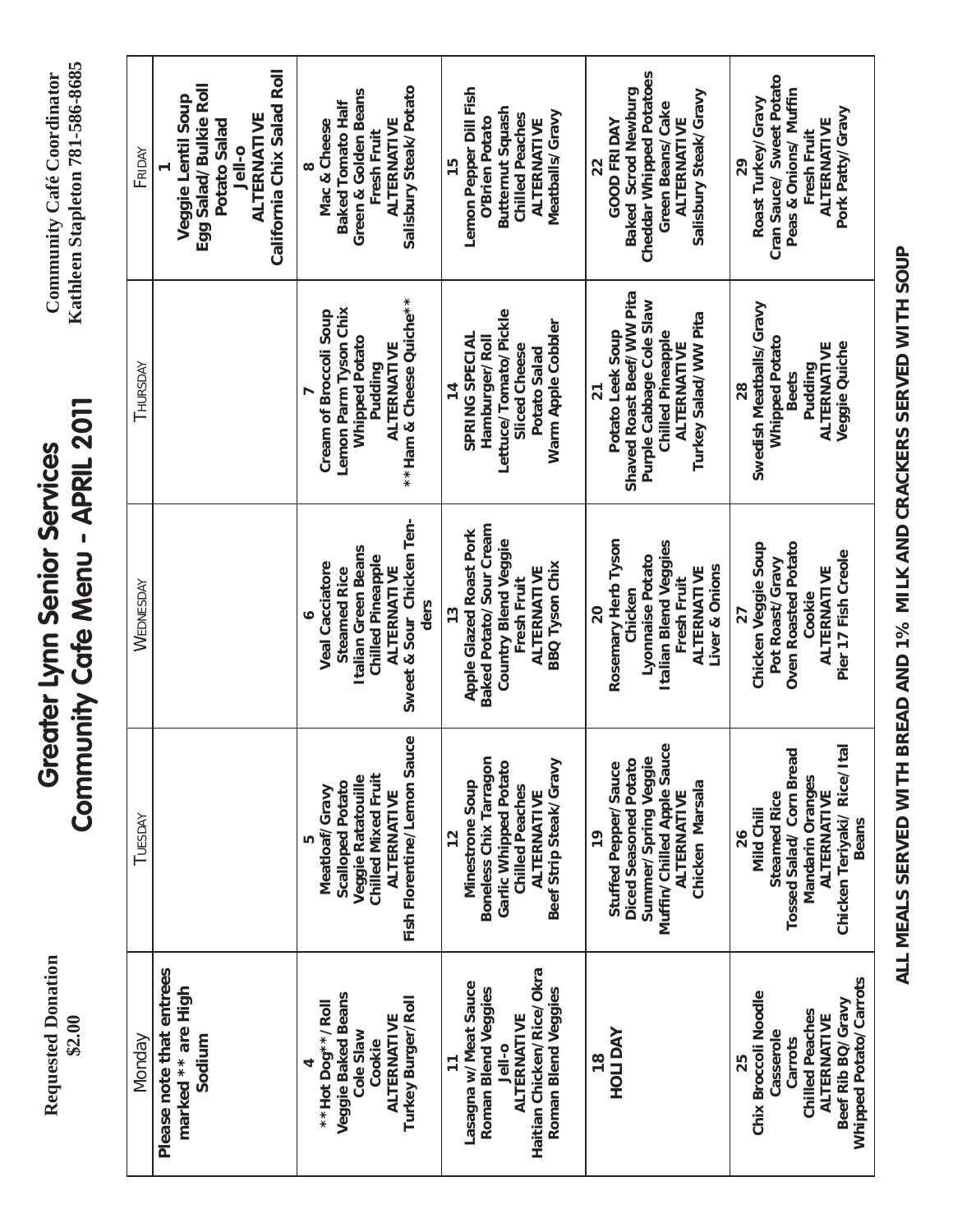Requested Donation
$2.00

# Greater Lynn Senior Services
## Community Cafe Menu - APRIL 2011

Community Café Coordinator
Kathleen Stapleton 781-586-8685

| Monday | Tuesday | Wednesday | Thursday | Friday |
|---|---|---|---|---|
| Please note that entrees marked ** are High Sodium | | | | 1<br>Veggie Lentil Soup<br>Egg Salad/ Bulkie Roll<br>Potato Salad<br>Jell-o<br>ALTERNATIVE<br>California Chix Salad Roll |
| 4<br>**Hot Dog**/ Roll<br>Veggie Baked Beans<br>Cole Slaw<br>Cookie<br>ALTERNATIVE<br>Turkey Burger/ Roll | 5<br>Meatloaf/ Gravy<br>Scalloped Potato<br>Veggie Ratatouille<br>Chilled Mixed Fruit<br>ALTERNATIVE<br>Fish Florentine/ Lemon Sauce | 6<br>Veal Cacciatore<br>Steamed Rice<br>Italian Green Beans<br>Chilled Pineapple<br>ALTERNATIVE<br>Sweet & Sour Chicken Tenders | 7<br>Cream of Broccoli Soup<br>Lemon Parm Tyson Chix<br>Whipped Potato<br>Pudding<br>ALTERNATIVE<br>**Ham & Cheese Quiche** | 8<br>Mac & Cheese<br>Baked Tomato Half<br>Green & Golden Beans<br>Fresh Fruit<br>ALTERNATIVE<br>Salisbury Steak/ Potato |
| 11<br>Lasagna w/ Meat Sauce<br>Roman Blend Veggies<br>Jell-o<br>ALTERNATIVE<br>Haitian Chicken/ Rice/ Okra<br>Roman Blend Veggies | 12<br>Minestrone Soup<br>Boneless Chix Tarragon<br>Garlic Whipped Potato<br>Chilled Peaches<br>ALTERNATIVE<br>Beef Strip Steak/ Gravy | 13<br>Apple Glazed Roast Pork<br>Baked Potato/ Sour Cream<br>Country Blend Veggie<br>Fresh Fruit<br>ALTERNATIVE<br>BBQ Tyson Chix | 14<br>SPRING SPECIAL<br>Hamburger/ Roll<br>Lettuce/ Tomato/ Pickle<br>Sliced Cheese<br>Potato Salad<br>Warm Apple Cobbler | 15<br>Lemon Pepper Dill Fish<br>O'Brien Potato<br>Butternut Squash<br>Chilled Peaches<br>ALTERNATIVE<br>Meatballs/ Gravy |
| 18<br>HOLIDAY | 19<br>Stuffed Pepper/ Sauce<br>Diced Seasoned Potato<br>Summer/ Spring Veggie<br>Muffin/ Chilled Apple Sauce<br>ALTERNATIVE<br>Chicken Marsala | 20<br>Rosemary Herb Tyson Chicken<br>Lyonnaise Potato<br>Italian Blend Veggies<br>Fresh Fruit<br>ALTERNATIVE<br>Liver & Onions | 21<br>Potato Leek Soup<br>Shaved Roast Beef/ WW Pita<br>Purple Cabbage Cole Slaw<br>Chilled Pineapple<br>ALTERNATIVE<br>Turkey Salad/ WW Pita | 22<br>GOOD FRIDAY<br>Baked Scrod Newburg<br>Cheddar Whipped Potatoes<br>Green Beans/ Cake<br>ALTERNATIVE<br>Salisbury Steak/ Gravy |
| 25<br>Chix Broccoli Noodle Casserole<br>Carrots<br>Chilled Peaches<br>ALTERNATIVE<br>Beef Rib BQ/ Gravy<br>Whipped Potato/ Carrots | 26<br>Mild Chili<br>Steamed Rice<br>Tossed Salad/ Corn Bread<br>Mandarin Oranges<br>ALTERNATIVE<br>Chicken Teriyaki/ Rice/ Ital Beans | 27<br>Chicken Veggie Soup<br>Pot Roast/ Gravy<br>Oven Roasted Potato<br>Cookie<br>ALTERNATIVE<br>Pier 17 Fish Creole | 28<br>Swedish Meatballs/ Gravy<br>Whipped Potato<br>Beets<br>Pudding<br>ALTERNATIVE<br>Veggie Quiche | 29<br>Roast Turkey/ Gravy<br>Cran Sauce/ Sweet Potato<br>Peas & Onions/ Muffin<br>Fresh Fruit<br>ALTERNATIVE<br>Pork Patty/ Gravy |

**ALL MEALS SERVED WITH BREAD AND 1% MILK AND CRACKERS SERVED WITH SOUP**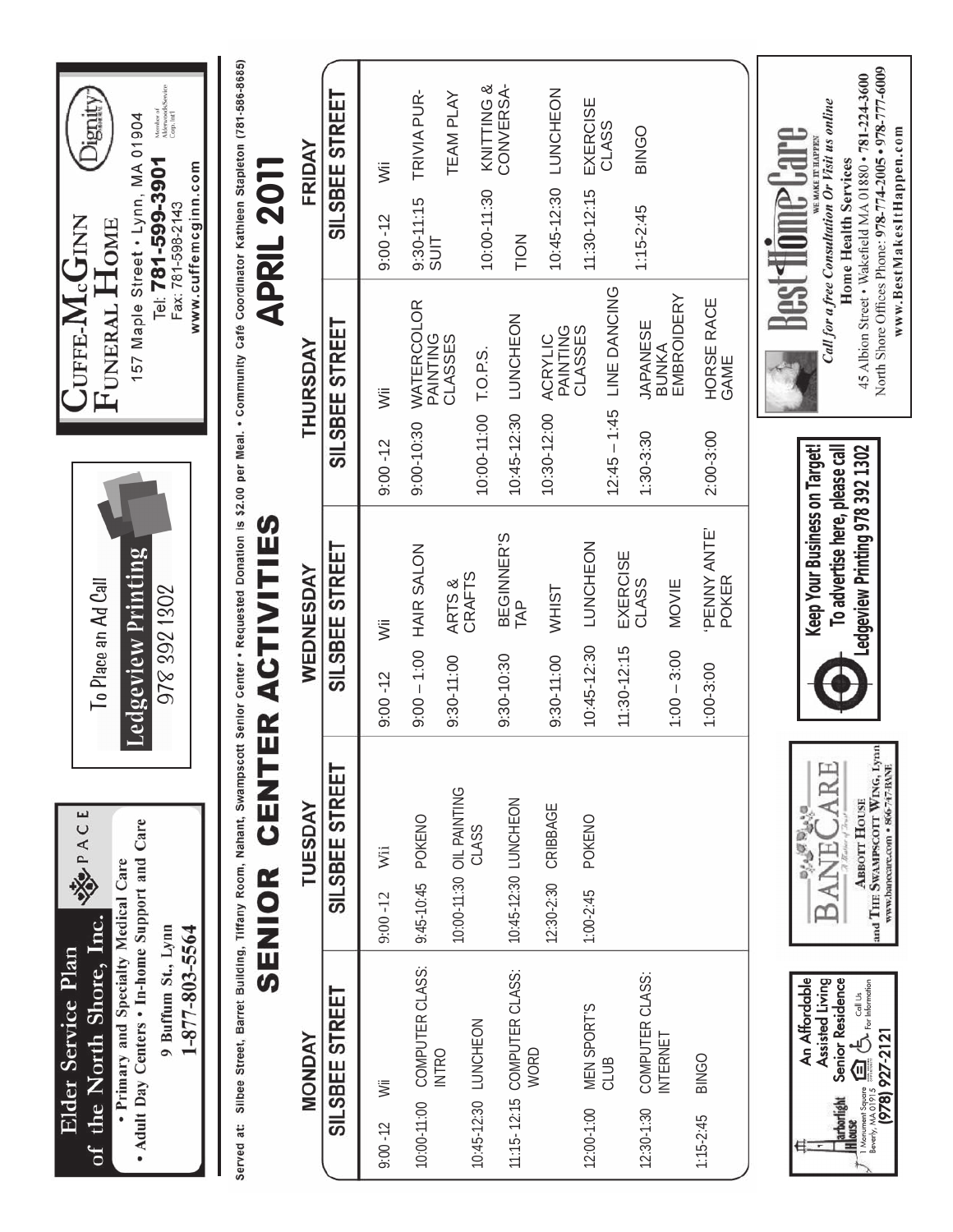Elder Service Plan of the North Shore, Inc.

PACE

• Primary and Specialty Medical Care
• Adult Day Centers • In-home Support and Care

9 Buffum St., Lynn
1-877-803-5564

To Place an Ad Call
Ledgeview Printing
978 392 1302

CUFFE-McGINN FUNERAL HOME
157 Maple Street • Lynn, MA 01904
Tel: 781-599-3901
Fax: 781-598-2143
www.cuffemcginn.com

Dignity Memorial

Member of Alderwoods/Service Corp. Int'l

Served at: Silbee Street, Barret Building, Tiffany Room, Nahant, Swampscott Senior Center • Requested Donation is $2.00 per Meal. • Community Café Coordinator Kathleen Stapleton (781-586-8685)

# SENIOR CENTER ACTIVITIES

## APRIL 2011

| MONDAY | | TUESDAY | | WEDNESDAY | | THURSDAY | | FRIDAY | |
|---|---|---|---|---|---|---|---|---|---|
| SILSBEE STREET | | SILSBEE STREET | | SILSBEE STREET | | SILSBEE STREET | | SILSBEE STREET | |
| 9:00 -12 | Wii | 9:00 -12 | Wii | 9:00 -12 | Wii | 9:00 -12 | Wii | 9:00 -12 | Wii |
| 10:00-11:00 | COMPUTER CLASS: INTRO | 9:45-10:45 | POKENO | 9:00 – 1:00 | HAIR SALON | 9:00-10:30 | WATERCOLOR PAINTING CLASSES | 9:30-11:15 | TRIVIA PURSUIT TEAM PLAY |
| 10:45-12:30 | LUNCHEON | 10:00-11:30 | OIL PAINTING CLASS | 9:30-11:00 | ARTS & CRAFTS | 10:00-11:00 | T.O.P.S. | 10:00-11:30 | KNITTING & CONVERSATION |
| 11:15- 12:15 | COMPUTER CLASS: WORD | 10:45-12:30 | LUNCHEON | 9:30-10:30 | BEGINNER'S TAP | 10:45-12:30 | LUNCHEON | 10:45-12:30 | LUNCHEON |
| 12:00-1:00 | MEN SPORT'S CLUB | 12:30-2:30 | CRIBBAGE | 9:30-11:00 | WHIST | 10:30-12:00 | ACRYLIC PAINTING CLASSES | 11:30-12:15 | EXERCISE CLASS |
| 12:30-1:30 | COMPUTER CLASS: INTERNET | 1:00-2:45 | POKENO | 10:45-12:30 | LUNCHEON | 12:45 – 1:45 | LINE DANCING | 1:15-2:45 | BINGO |
| 1:15-2:45 | BINGO | | | 11:30-12:15 | EXERCISE CLASS | 1:30-3:30 | JAPANESE BUNKA EMBROIDERY | | |
| | | | | 1:00 – 3:00 | MOVIE | 2:00-3:00 | HORSE RACE GAME | | |
| | | | | 1:00-3:00 | 'PENNY ANTE' POKER | | | | |

Harborlight House
An Affordable Assisted Living Senior Residence
1 Monument Square, Beverly, MA 01915
Call Us For Information
(978) 927-2121

BANECARE
A Matter of Trust
ABBOTT HOUSE and THE SWAMPSCOTT WING, Lynn
www.banecare.com • 866-747-BANE

Keep Your Business on Target!
To advertise here, please call
Ledgeview Printing 978 392 1302

Best Home Care
WE MAKE IT HAPPEN
*Call for a free Consultation Or Visit us online*
Home Health Services
45 Albion Street • Wakefield MA 01880 • 781-224-3600
North Shore Offices Phone: 978-774-2005 • 978-777-6009
www.BestMakesItHappen.com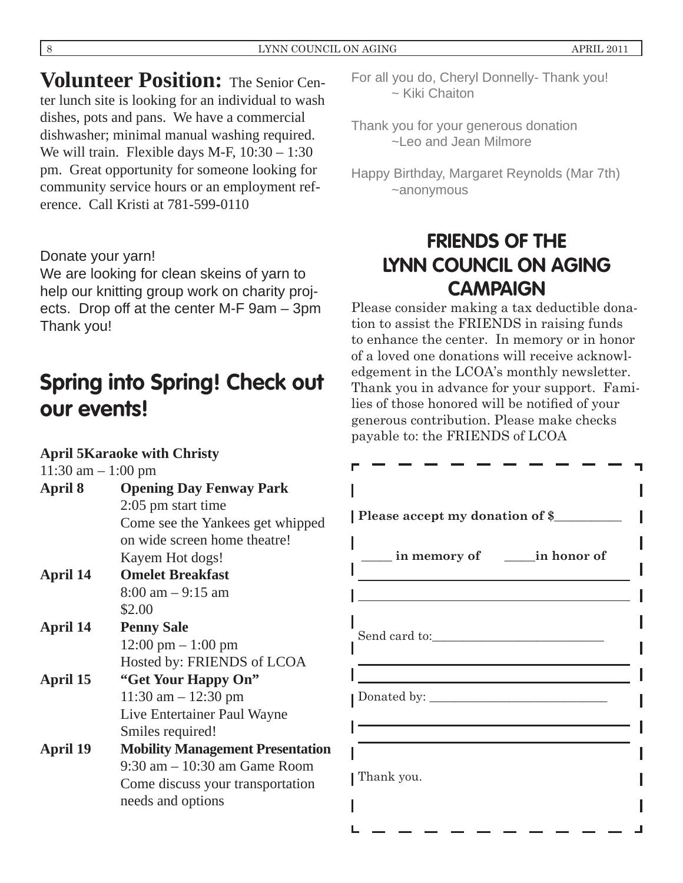**Volunteer Position:** The Senior Center lunch site is looking for an individual to wash dishes, pots and pans. We have a commercial dishwasher; minimal manual washing required. We will train. Flexible days M-F, 10:30 – 1:30 pm. Great opportunity for someone looking for community service hours or an employment reference. Call Kristi at 781-599-0110

Donate your yarn!
We are looking for clean skeins of yarn to help our knitting group work on charity projects. Drop off at the center M-F 9am – 3pm Thank you!

## Spring into Spring! Check out our events!

**April 5Karaoke with Christy**
11:30 am – 1:00 pm

**April 8** **Opening Day Fenway Park**
2:05 pm start time
Come see the Yankees get whipped on wide screen home theatre!
Kayem Hot dogs!

**April 14** **Omelet Breakfast**
8:00 am – 9:15 am
$2.00

**April 14** **Penny Sale**
12:00 pm – 1:00 pm
Hosted by: FRIENDS of LCOA

**April 15** **"Get Your Happy On"**
11:30 am – 12:30 pm
Live Entertainer Paul Wayne
Smiles required!

**April 19** **Mobility Management Presentation**
9:30 am – 10:30 am Game Room
Come discuss your transportation needs and options

For all you do, Cheryl Donnelly- Thank you!
~ Kiki Chaiton

Thank you for your generous donation
~Leo and Jean Milmore

Happy Birthday, Margaret Reynolds (Mar 7th)
~anonymous

## FRIENDS OF THE LYNN COUNCIL ON AGING CAMPAIGN

Please consider making a tax deductible donation to assist the FRIENDS in raising funds to enhance the center. In memory or in honor of a loved one donations will receive acknowledgement in the LCOA's monthly newsletter. Thank you in advance for your support. Families of those honored will be notified of your generous contribution. Please make checks payable to: the FRIENDS of LCOA

**Please accept my donation of $__________**

____ **in memory of** ____**in honor of**

Send card to:__________________________

Donated by: ___________________________

Thank you.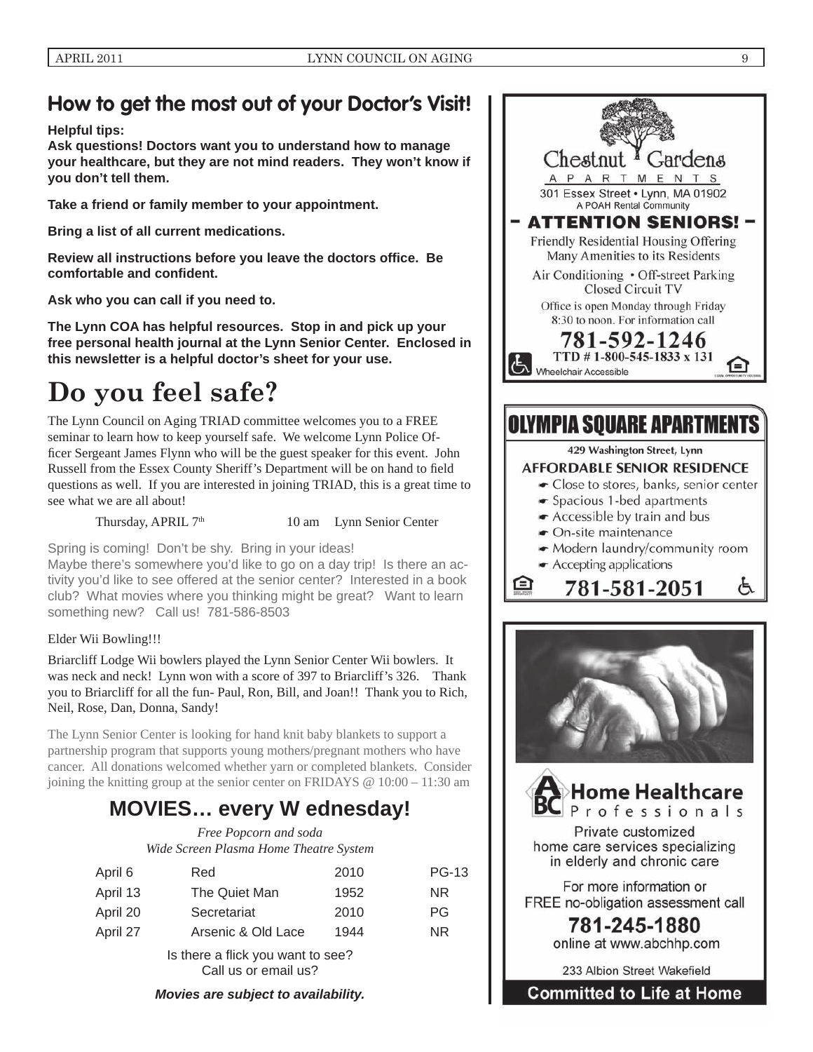## How to get the most out of your Doctor's Visit!

**Helpful tips:**
**Ask questions! Doctors want you to understand how to manage your healthcare, but they are not mind readers. They won't know if you don't tell them.**

**Take a friend or family member to your appointment.**

**Bring a list of all current medications.**

**Review all instructions before you leave the doctors office. Be comfortable and confident.**

**Ask who you can call if you need to.**

**The Lynn COA has helpful resources. Stop in and pick up your free personal health journal at the Lynn Senior Center. Enclosed in this newsletter is a helpful doctor's sheet for your use.**

# Do you feel safe?

The Lynn Council on Aging TRIAD committee welcomes you to a FREE seminar to learn how to keep yourself safe. We welcome Lynn Police Officer Sergeant James Flynn who will be the guest speaker for this event. John Russell from the Essex County Sheriff's Department will be on hand to field questions as well. If you are interested in joining TRIAD, this is a great time to see what we are all about!

Thursday, APRIL 7th    10 am    Lynn Senior Center

Spring is coming! Don't be shy. Bring in your ideas!
Maybe there's somewhere you'd like to go on a day trip! Is there an activity you'd like to see offered at the senior center? Interested in a book club? What movies where you thinking might be great? Want to learn something new? Call us! 781-586-8503

Elder Wii Bowling!!!

Briarcliff Lodge Wii bowlers played the Lynn Senior Center Wii bowlers. It was neck and neck! Lynn won with a score of 397 to Briarcliff's 326. Thank you to Briarcliff for all the fun- Paul, Ron, Bill, and Joan!! Thank you to Rich, Neil, Rose, Dan, Donna, Sandy!

The Lynn Senior Center is looking for hand knit baby blankets to support a partnership program that supports young mothers/pregnant mothers who have cancer. All donations welcomed whether yarn or completed blankets. Consider joining the knitting group at the senior center on FRIDAYS @ 10:00 – 11:30 am

## MOVIES… every Wednesday!

*Free Popcorn and soda*
*Wide Screen Plasma Home Theatre System*

| Date | Title | Year | Rating |
|---|---|---|---|
| April 6 | Red | 2010 | PG-13 |
| April 13 | The Quiet Man | 1952 | NR |
| April 20 | Secretariat | 2010 | PG |
| April 27 | Arsenic & Old Lace | 1944 | NR |

Is there a flick you want to see?
Call us or email us?

***Movies are subject to availability.***

---

**Chestnut Gardens APARTMENTS**
301 Essex Street • Lynn, MA 01902
A POAH Rental Community

**– ATTENTION SENIORS! –**

Friendly Residential Housing Offering Many Amenities to its Residents

Air Conditioning • Off-street Parking
Closed Circuit TV

Office is open Monday through Friday 8:30 to noon. For information call

**781-592-1246**
**TTD # 1-800-545-1833 x 131**

Wheelchair Accessible

---

**OLYMPIA SQUARE APARTMENTS**

429 Washington Street, Lynn

**AFFORDABLE SENIOR RESIDENCE**

- Close to stores, banks, senior center
- Spacious 1-bed apartments
- Accessible by train and bus
- On-site maintenance
- Modern laundry/community room
- Accepting applications

**781-581-2051**

---

**ABC Home Healthcare Professionals**

Private customized home care services specializing in elderly and chronic care

For more information or FREE no-obligation assessment call

**781-245-1880**
online at www.abchhp.com

233 Albion Street Wakefield

**Committed to Life at Home**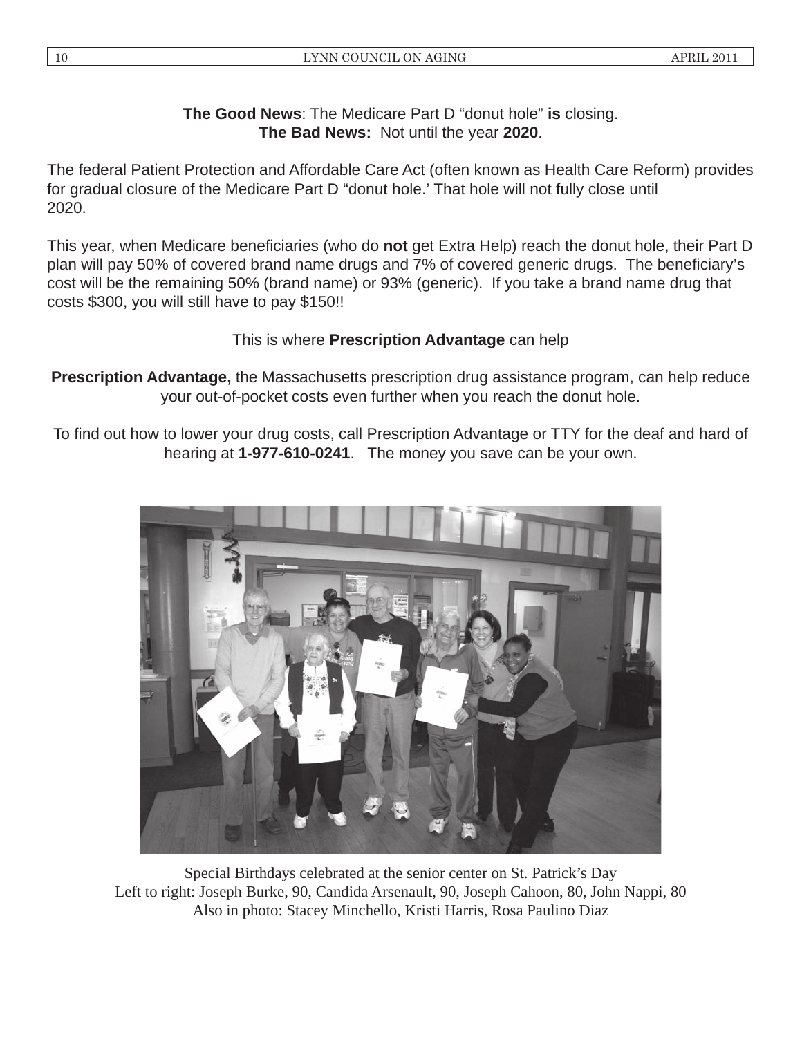**The Good News**: The Medicare Part D “donut hole” **is** closing.
**The Bad News:** Not until the year **2020**.

The federal Patient Protection and Affordable Care Act (often known as Health Care Reform) provides for gradual closure of the Medicare Part D “donut hole.’ That hole will not fully close until 2020.

This year, when Medicare beneficiaries (who do **not** get Extra Help) reach the donut hole, their Part D plan will pay 50% of covered brand name drugs and 7% of covered generic drugs. The beneficiary’s cost will be the remaining 50% (brand name) or 93% (generic). If you take a brand name drug that costs $300, you will still have to pay $150!!

This is where **Prescription Advantage** can help

**Prescription Advantage,** the Massachusetts prescription drug assistance program, can help reduce your out-of-pocket costs even further when you reach the donut hole.

To find out how to lower your drug costs, call Prescription Advantage or TTY for the deaf and hard of hearing at **1-977-610-0241**. The money you save can be your own.

---

Special Birthdays celebrated at the senior center on St. Patrick’s Day
Left to right: Joseph Burke, 90, Candida Arsenault, 90, Joseph Cahoon, 80, John Nappi, 80
Also in photo: Stacey Minchello, Kristi Harris, Rosa Paulino Diaz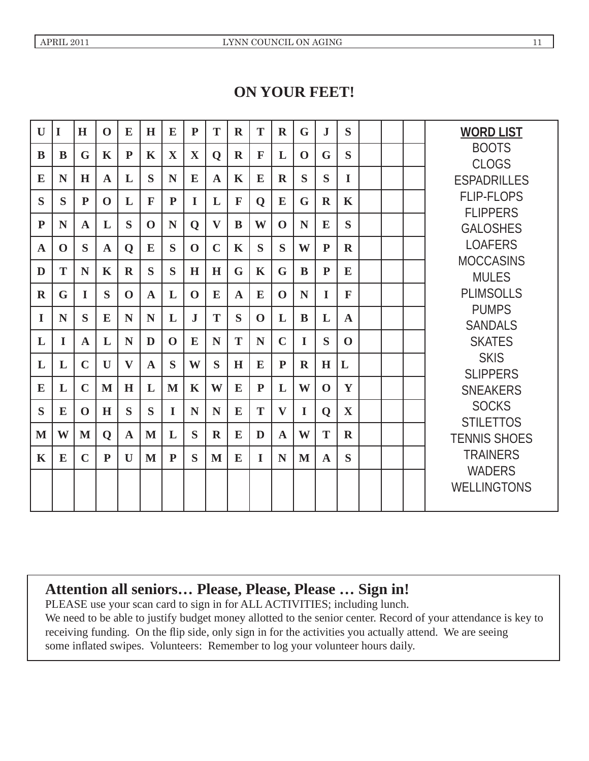## ON YOUR FEET!

| | | | | | | | | | | | | | | | | | |
|---|---|---|---|---|---|---|---|---|---|---|---|---|---|---|---|---|---|
| U | I | H | O | E | H | E | P | T | R | T | R | G | J | S | | | |
| B | B | G | K | P | K | X | X | Q | R | F | L | O | G | S | | | |
| E | N | H | A | L | S | N | E | A | K | E | R | S | S | I | | | |
| S | S | P | O | L | F | P | I | L | F | Q | E | G | R | K | | | |
| P | N | A | L | S | O | N | Q | V | B | W | O | N | E | S | | | |
| A | O | S | A | Q | E | S | O | C | K | S | S | W | P | R | | | |
| D | T | N | K | R | S | S | H | H | G | K | G | B | P | E | | | |
| R | G | I | S | O | A | L | O | E | A | E | O | N | I | F | | | |
| I | N | S | E | N | N | L | J | T | S | O | L | B | L | A | | | |
| L | I | A | L | N | D | O | E | N | T | N | C | I | S | O | | | |
| L | L | C | U | V | A | S | W | S | H | E | P | R | H | L | | | |
| E | L | C | M | H | L | M | K | W | E | P | L | W | O | Y | | | |
| S | E | O | H | S | S | I | N | N | E | T | V | I | Q | X | | | |
| M | W | M | Q | A | M | L | S | R | E | D | A | W | T | R | | | |
| K | E | C | P | U | M | P | S | M | E | I | N | M | A | S | | | |
| | | | | | | | | | | | | | | | | | |

**WORD LIST**

BOOTS
CLOGS
ESPADRILLES
FLIP-FLOPS
FLIPPERS
GALOSHES
LOAFERS
MOCCASINS
MULES
PLIMSOLLS
PUMPS
SANDALS
SKATES
SKIS
SLIPPERS
SNEAKERS
SOCKS
STILETTOS
TENNIS SHOES
TRAINERS
WADERS
WELLINGTONS

**Attention all seniors… Please, Please, Please … Sign in!**

PLEASE use your scan card to sign in for ALL ACTIVITIES; including lunch.
We need to be able to justify budget money allotted to the senior center. Record of your attendance is key to receiving funding. On the flip side, only sign in for the activities you actually attend. We are seeing some inflated swipes. Volunteers: Remember to log your volunteer hours daily.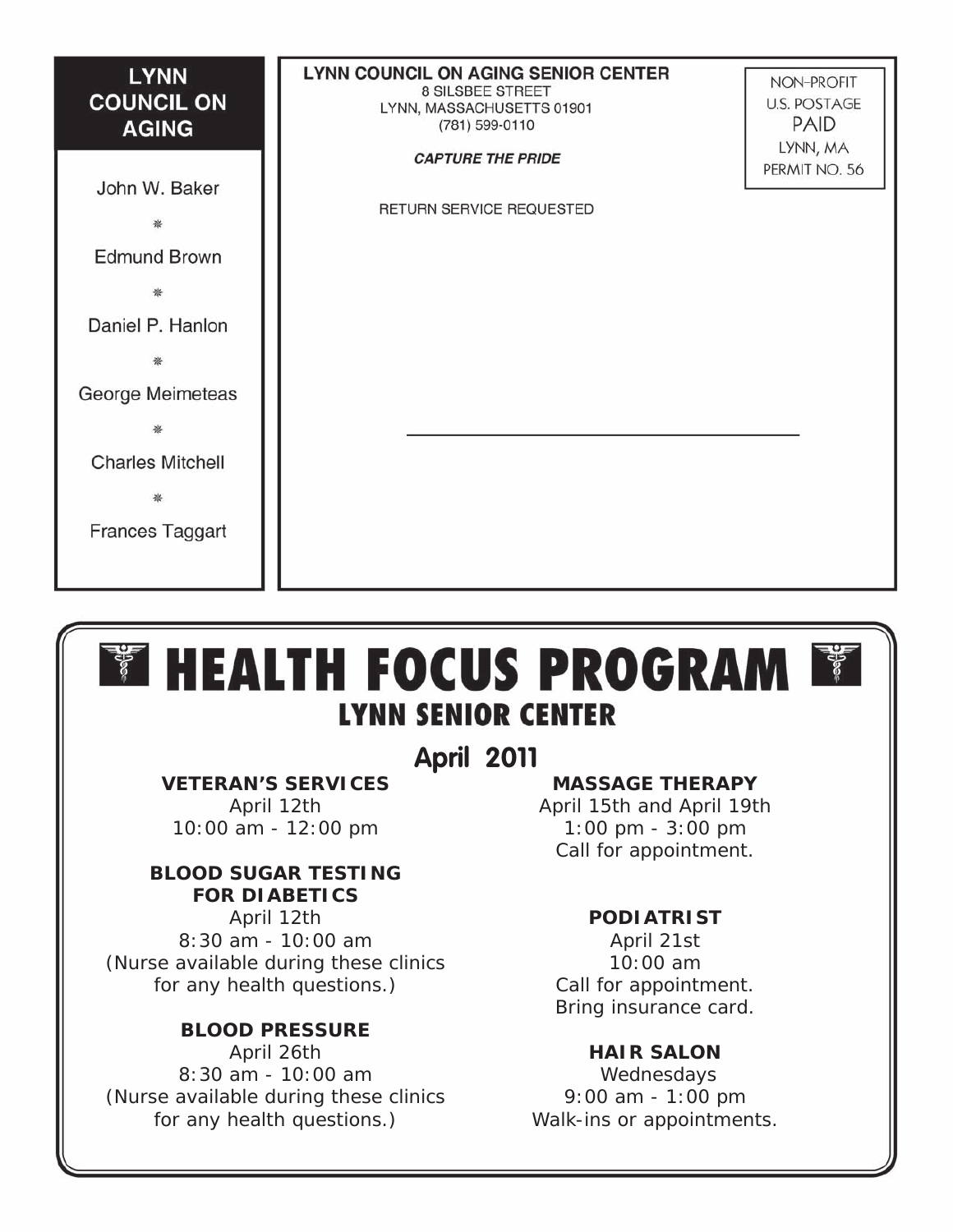## LYNN COUNCIL ON AGING

John W. Baker

Edmund Brown

Daniel P. Hanlon

George Meimeteas

Charles Mitchell

Frances Taggart

**LYNN COUNCIL ON AGING SENIOR CENTER**
8 SILSBEE STREET
LYNN, MASSACHUSETTS 01901
(781) 599-0110

***CAPTURE THE PRIDE***

RETURN SERVICE REQUESTED

NON-PROFIT
U.S. POSTAGE
PAID
LYNN, MA
PERMIT NO. 56

# HEALTH FOCUS PROGRAM

## LYNN SENIOR CENTER

### April 2011

**VETERAN'S SERVICES**
April 12th
10:00 am - 12:00 pm

**BLOOD SUGAR TESTING FOR DIABETICS**
April 12th
8:30 am - 10:00 am
(Nurse available during these clinics for any health questions.)

**BLOOD PRESSURE**
April 26th
8:30 am - 10:00 am
(Nurse available during these clinics for any health questions.)

**MASSAGE THERAPY**
April 15th and April 19th
1:00 pm - 3:00 pm
Call for appointment.

**PODIATRIST**
April 21st
10:00 am
Call for appointment.
Bring insurance card.

**HAIR SALON**
Wednesdays
9:00 am - 1:00 pm
Walk-ins or appointments.